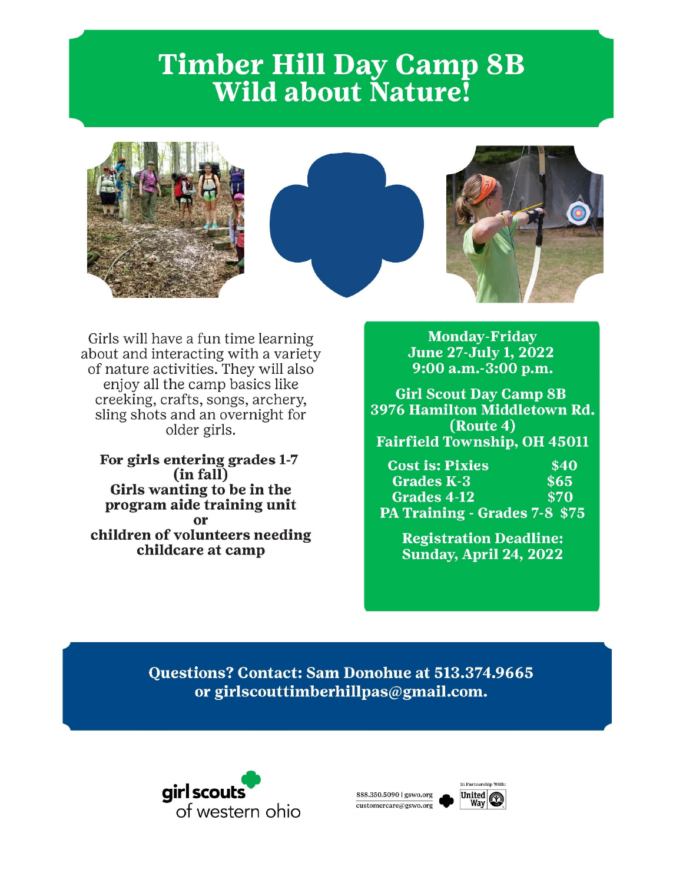# Timber Hill Day Camp 8B
# Wild about Nature!

Girls will have a fun time learning about and interacting with a variety of nature activities. They will also enjoy all the camp basics like creeking, crafts, songs, archery, sling shots and an overnight for older girls.

**For girls entering grades 1-7 (in fall)**
**Girls wanting to be in the program aide training unit**
**or**
**children of volunteers needing childcare at camp**

**Monday-Friday**
**June 27-July 1, 2022**
**9:00 a.m.-3:00 p.m.**

**Girl Scout Day Camp 8B**
**3976 Hamilton Middletown Rd. (Route 4)**
**Fairfield Township, OH 45011**

| Cost is: | |
|---|---|
| Pixies | $40 |
| Grades K-3 | $65 |
| Grades 4-12 | $70 |
| PA Training - Grades 7-8 | $75 |

**Registration Deadline:**
**Sunday, April 24, 2022**

**Questions? Contact: Sam Donohue at 513.374.9665 or girlscouttimberhillpas@gmail.com.**

girl scouts of western ohio

888.350.5090 | gswo.org
customercare@gswo.org

In Partnership With: United Way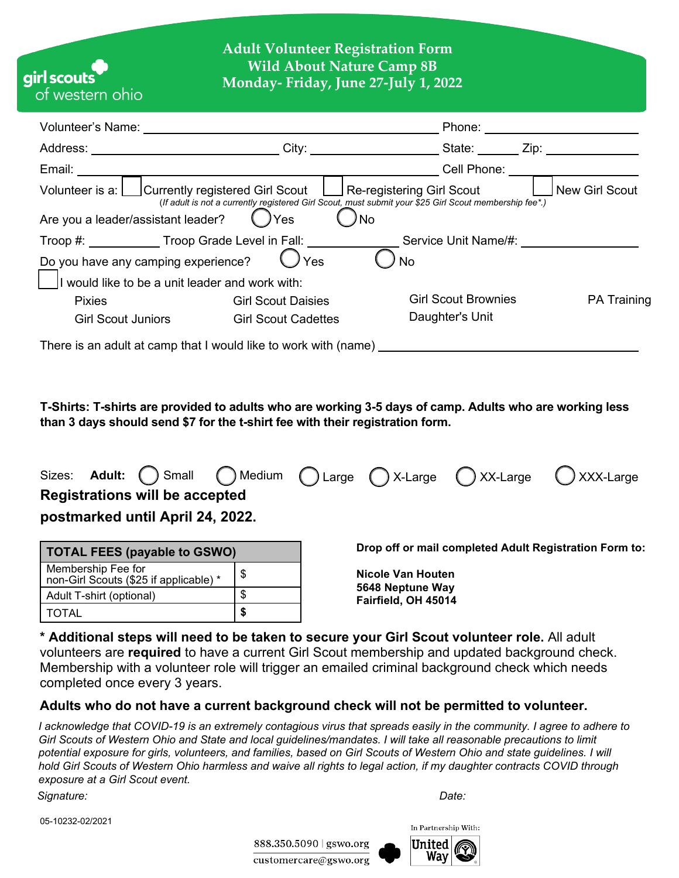girl scouts of western ohio

# Adult Volunteer Registration Form
## Wild About Nature Camp 8B
## Monday- Friday, June 27-July 1, 2022

Volunteer's Name: ______________________ Phone: ______________

Address: ______________ City: ______________ State: ______ Zip: __________

Email: ______________________ Cell Phone: ______________

Volunteer is a: ☐ Currently registered Girl Scout ☐ Re-registering Girl Scout ☐ New Girl Scout

*(If adult is not a currently registered Girl Scout, must submit your $25 Girl Scout membership fee*.)*

Are you a leader/assistant leader? ◯ Yes ◯ No

Troop #: __________ Troop Grade Level in Fall: ______________ Service Unit Name/#: ______________

Do you have any camping experience? ◯ Yes ◯ No

☐ I would like to be a unit leader and work with:

- Pixies
- Girl Scout Daisies
- Girl Scout Brownies
- PA Training
- Girl Scout Juniors
- Girl Scout Cadettes
- Daughter's Unit

There is an adult at camp that I would like to work with (name) ______________________

**T-Shirts: T-shirts are provided to adults who are working 3-5 days of camp. Adults who are working less than 3 days should send $7 for the t-shirt fee with their registration form.**

Sizes: **Adult:** ◯ Small ◯ Medium ◯ Large ◯ X-Large ◯ XX-Large ◯ XXX-Large

**Registrations will be accepted postmarked until April 24, 2022.**

| TOTAL FEES (payable to GSWO) | |
|---|---|
| Membership Fee for non-Girl Scouts ($25 if applicable) * | $ |
| Adult T-shirt (optional) | $ |
| TOTAL | **$** |

**Drop off or mail completed Adult Registration Form to:**

**Nicole Van Houten**
**5648 Neptune Way**
**Fairfield, OH 45014**

**\* Additional steps will need to be taken to secure your Girl Scout volunteer role.** All adult volunteers are **required** to have a current Girl Scout membership and updated background check. Membership with a volunteer role will trigger an emailed criminal background check which needs completed once every 3 years.

**Adults who do not have a current background check will not be permitted to volunteer.**

*I acknowledge that COVID-19 is an extremely contagious virus that spreads easily in the community. I agree to adhere to Girl Scouts of Western Ohio and State and local guidelines/mandates. I will take all reasonable precautions to limit potential exposure for girls, volunteers, and families, based on Girl Scouts of Western Ohio and state guidelines. I will hold Girl Scouts of Western Ohio harmless and waive all rights to legal action, if my daughter contracts COVID through exposure at a Girl Scout event.*

*Signature:* *Date:*

05-10232-02/2021

888.350.5090 | gswo.org
customercare@gswo.org

In Partnership With: United Way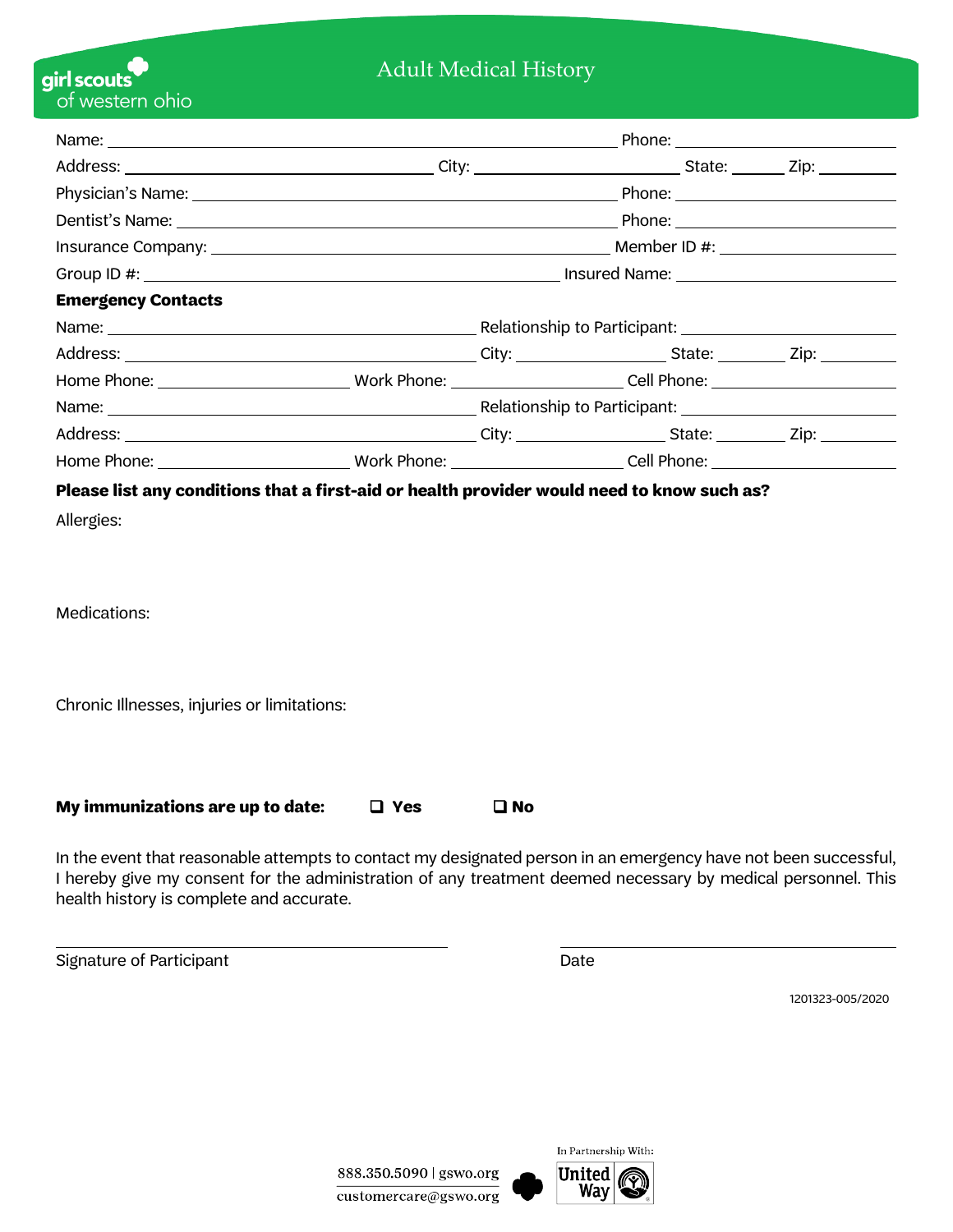girl scouts of western ohio

# Adult Medical History

Name: ______________________________ Phone: ______________

Address: ______________________ City: ______________ State: ____ Zip: ______

Physician's Name: ______________________________ Phone: ______________

Dentist's Name: ______________________________ Phone: ______________

Insurance Company: ______________________________ Member ID #: ______________

Group ID #: ______________________________ Insured Name: ______________

**Emergency Contacts**

Name: ______________________ Relationship to Participant: ______________

Address: ______________________ City: __________ State: ______ Zip: ______

Home Phone: ____________ Work Phone: ____________ Cell Phone: ____________

Name: ______________________ Relationship to Participant: ______________

Address: ______________________ City: __________ State: ______ Zip: ______

Home Phone: ____________ Work Phone: ____________ Cell Phone: ____________

**Please list any conditions that a first-aid or health provider would need to know such as?**

Allergies:

Medications:

Chronic Illnesses, injuries or limitations:

**My immunizations are up to date:** ☐ **Yes** ☐ **No**

In the event that reasonable attempts to contact my designated person in an emergency have not been successful, I hereby give my consent for the administration of any treatment deemed necessary by medical personnel. This health history is complete and accurate.

______________________________ ______________________________

Signature of Participant Date

1201323-005/2020

888.350.5090 | gswo.org
customercare@gswo.org

In Partnership With: United Way